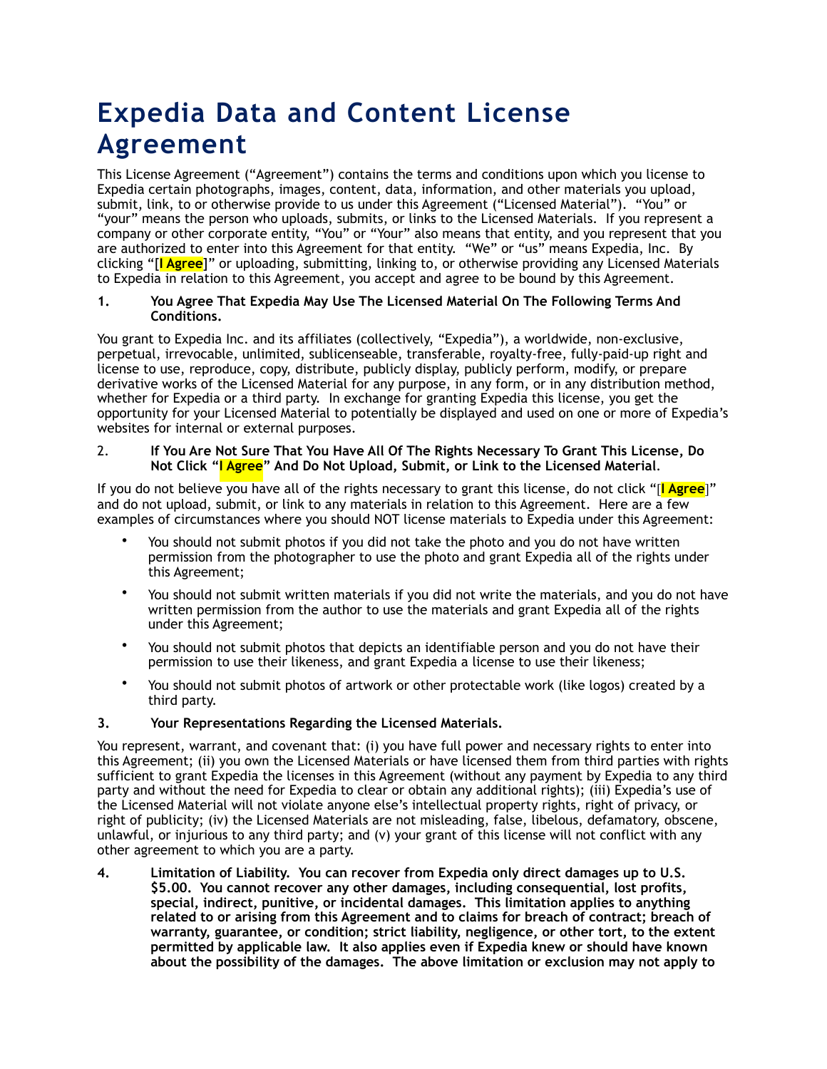# Expedia Data and Content License Agreement

This License Agreement ("Agreement") contains the terms and conditions upon which you license to Expedia certain photographs, images, content, data, information, and other materials you upload, submit, link, to or otherwise provide to us under this Agreement ("Licensed Material"). "You" or "your" means the person who uploads, submits, or links to the Licensed Materials. If you represent a company or other corporate entity, "You" or "Your" also means that entity, and you represent that you are authorized to enter into this Agreement for that entity. "We" or "us" means Expedia, Inc. By clicking "[**I Agree**]" or uploading, submitting, linking to, or otherwise providing any Licensed Materials to Expedia in relation to this Agreement, you accept and agree to be bound by this Agreement.

**1. You Agree That Expedia May Use The Licensed Material On The Following Terms And Conditions.**

You grant to Expedia Inc. and its affiliates (collectively, "Expedia"), a worldwide, non-exclusive, perpetual, irrevocable, unlimited, sublicenseable, transferable, royalty-free, fully-paid-up right and license to use, reproduce, copy, distribute, publicly display, publicly perform, modify, or prepare derivative works of the Licensed Material for any purpose, in any form, or in any distribution method, whether for Expedia or a third party. In exchange for granting Expedia this license, you get the opportunity for your Licensed Material to potentially be displayed and used on one or more of Expedia's websites for internal or external purposes.

2. **If You Are Not Sure That You Have All Of The Rights Necessary To Grant This License, Do Not Click "I Agree" And Do Not Upload, Submit, or Link to the Licensed Material**.

If you do not believe you have all of the rights necessary to grant this license, do not click "[**I Agree**]" and do not upload, submit, or link to any materials in relation to this Agreement. Here are a few examples of circumstances where you should NOT license materials to Expedia under this Agreement:

- You should not submit photos if you did not take the photo and you do not have written permission from the photographer to use the photo and grant Expedia all of the rights under this Agreement;
- You should not submit written materials if you did not write the materials, and you do not have written permission from the author to use the materials and grant Expedia all of the rights under this Agreement;
- You should not submit photos that depicts an identifiable person and you do not have their permission to use their likeness, and grant Expedia a license to use their likeness;
- You should not submit photos of artwork or other protectable work (like logos) created by a third party.

**3. Your Representations Regarding the Licensed Materials.**

You represent, warrant, and covenant that: (i) you have full power and necessary rights to enter into this Agreement; (ii) you own the Licensed Materials or have licensed them from third parties with rights sufficient to grant Expedia the licenses in this Agreement (without any payment by Expedia to any third party and without the need for Expedia to clear or obtain any additional rights); (iii) Expedia's use of the Licensed Material will not violate anyone else's intellectual property rights, right of privacy, or right of publicity; (iv) the Licensed Materials are not misleading, false, libelous, defamatory, obscene, unlawful, or injurious to any third party; and (v) your grant of this license will not conflict with any other agreement to which you are a party.

**4. Limitation of Liability. You can recover from Expedia only direct damages up to U.S. $5.00. You cannot recover any other damages, including consequential, lost profits, special, indirect, punitive, or incidental damages. This limitation applies to anything related to or arising from this Agreement and to claims for breach of contract; breach of warranty, guarantee, or condition; strict liability, negligence, or other tort, to the extent permitted by applicable law. It also applies even if Expedia knew or should have known about the possibility of the damages. The above limitation or exclusion may not apply to**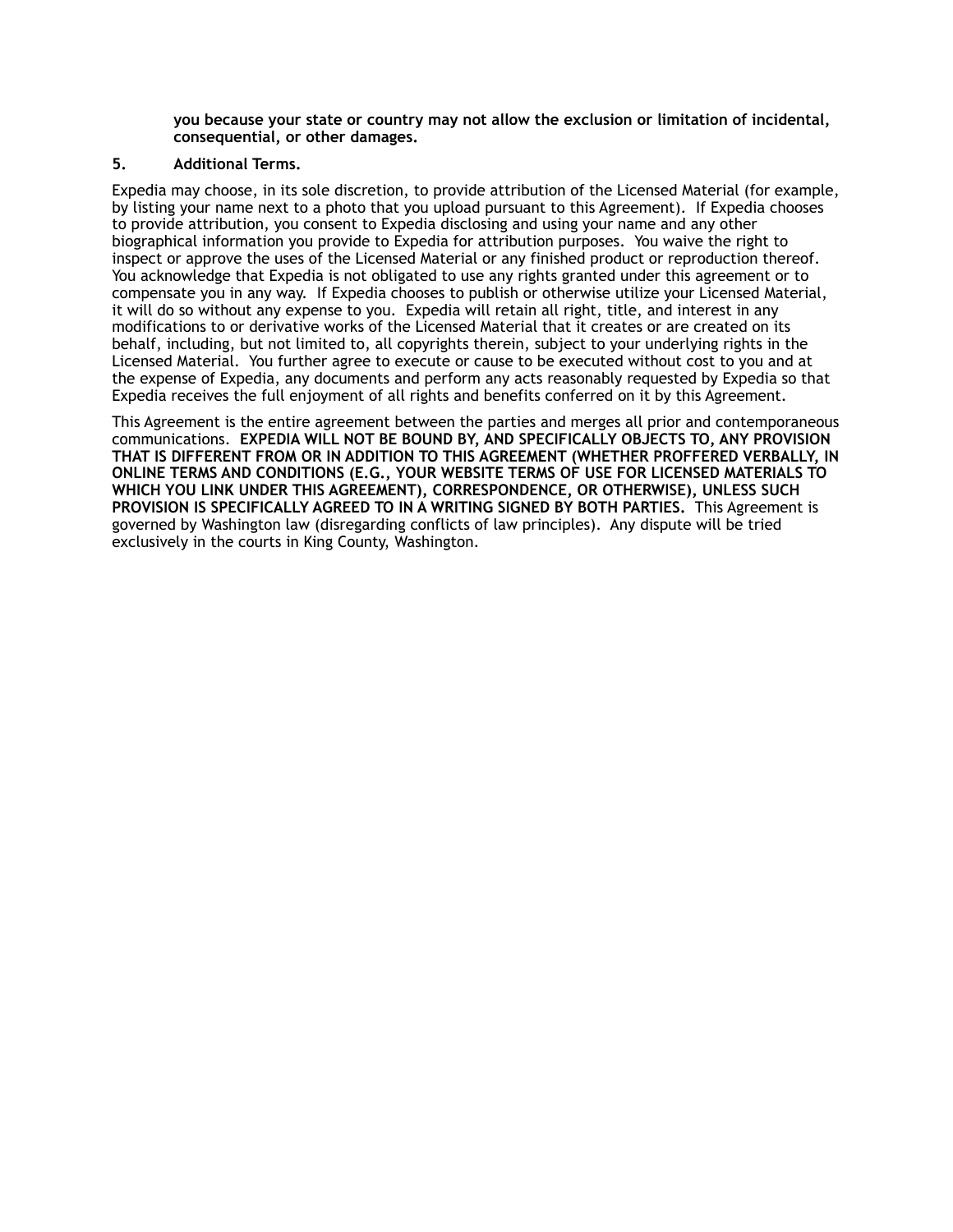**you because your state or country may not allow the exclusion or limitation of incidental, consequential, or other damages.**

**5. Additional Terms.**

Expedia may choose, in its sole discretion, to provide attribution of the Licensed Material (for example, by listing your name next to a photo that you upload pursuant to this Agreement). If Expedia chooses to provide attribution, you consent to Expedia disclosing and using your name and any other biographical information you provide to Expedia for attribution purposes. You waive the right to inspect or approve the uses of the Licensed Material or any finished product or reproduction thereof. You acknowledge that Expedia is not obligated to use any rights granted under this agreement or to compensate you in any way. If Expedia chooses to publish or otherwise utilize your Licensed Material, it will do so without any expense to you. Expedia will retain all right, title, and interest in any modifications to or derivative works of the Licensed Material that it creates or are created on its behalf, including, but not limited to, all copyrights therein, subject to your underlying rights in the Licensed Material. You further agree to execute or cause to be executed without cost to you and at the expense of Expedia, any documents and perform any acts reasonably requested by Expedia so that Expedia receives the full enjoyment of all rights and benefits conferred on it by this Agreement.

This Agreement is the entire agreement between the parties and merges all prior and contemporaneous communications. **EXPEDIA WILL NOT BE BOUND BY, AND SPECIFICALLY OBJECTS TO, ANY PROVISION THAT IS DIFFERENT FROM OR IN ADDITION TO THIS AGREEMENT (WHETHER PROFFERED VERBALLY, IN ONLINE TERMS AND CONDITIONS (E.G., YOUR WEBSITE TERMS OF USE FOR LICENSED MATERIALS TO WHICH YOU LINK UNDER THIS AGREEMENT), CORRESPONDENCE, OR OTHERWISE), UNLESS SUCH PROVISION IS SPECIFICALLY AGREED TO IN A WRITING SIGNED BY BOTH PARTIES.** This Agreement is governed by Washington law (disregarding conflicts of law principles). Any dispute will be tried exclusively in the courts in King County, Washington.